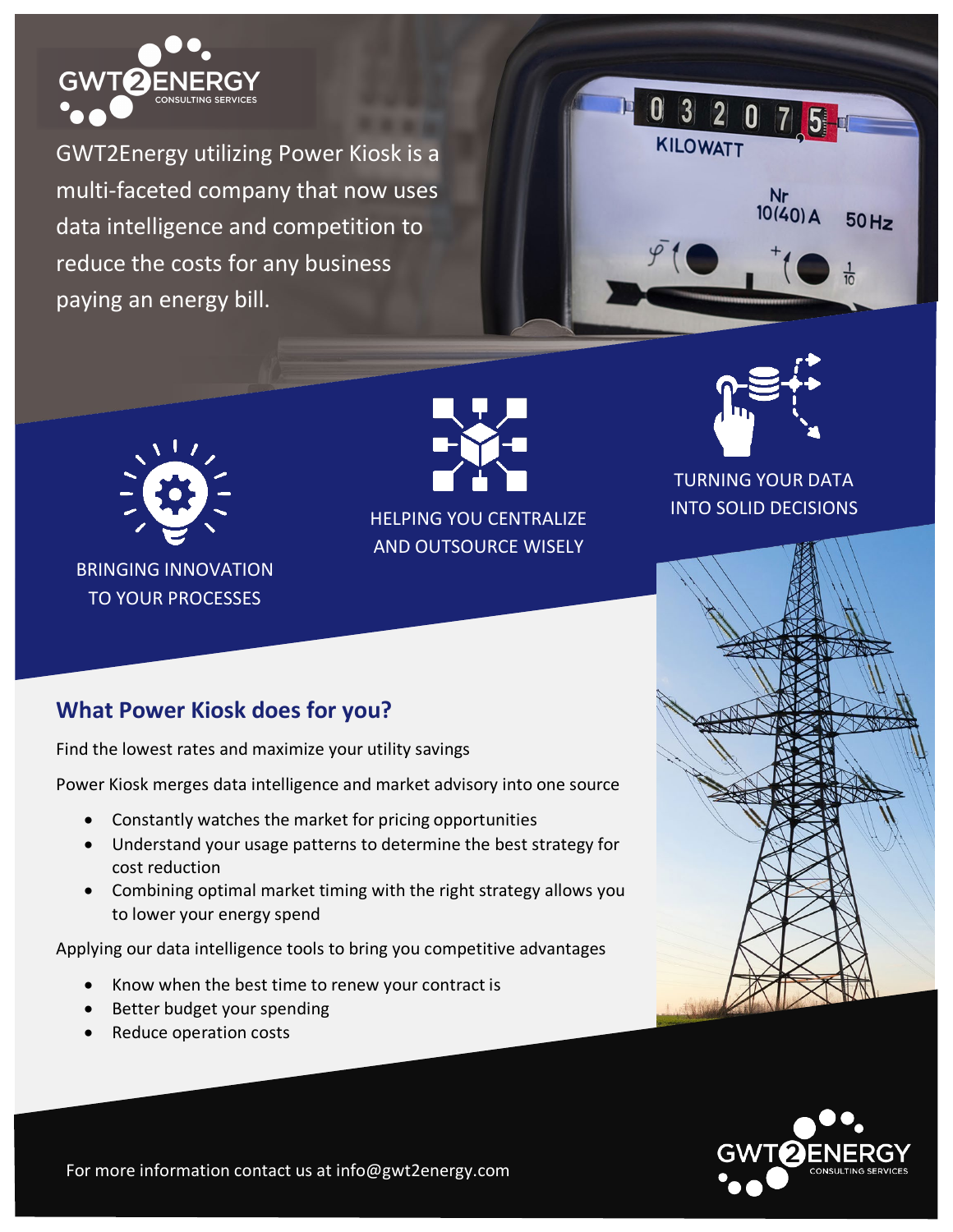GWT2ENERGY CONSULTING SERVICES

GWT2Energy utilizing Power Kiosk is a multi-faceted company that now uses data intelligence and competition to reduce the costs for any business paying an energy bill.

BRINGING INNOVATION TO YOUR PROCESSES

HELPING YOU CENTRALIZE AND OUTSOURCE WISELY

TURNING YOUR DATA INTO SOLID DECISIONS

## What Power Kiosk does for you?

Find the lowest rates and maximize your utility savings

Power Kiosk merges data intelligence and market advisory into one source

- Constantly watches the market for pricing opportunities
- Understand your usage patterns to determine the best strategy for cost reduction
- Combining optimal market timing with the right strategy allows you to lower your energy spend

Applying our data intelligence tools to bring you competitive advantages

- Know when the best time to renew your contract is
- Better budget your spending
- Reduce operation costs

For more information contact us at info@gwt2energy.com

GWT2ENERGY CONSULTING SERVICES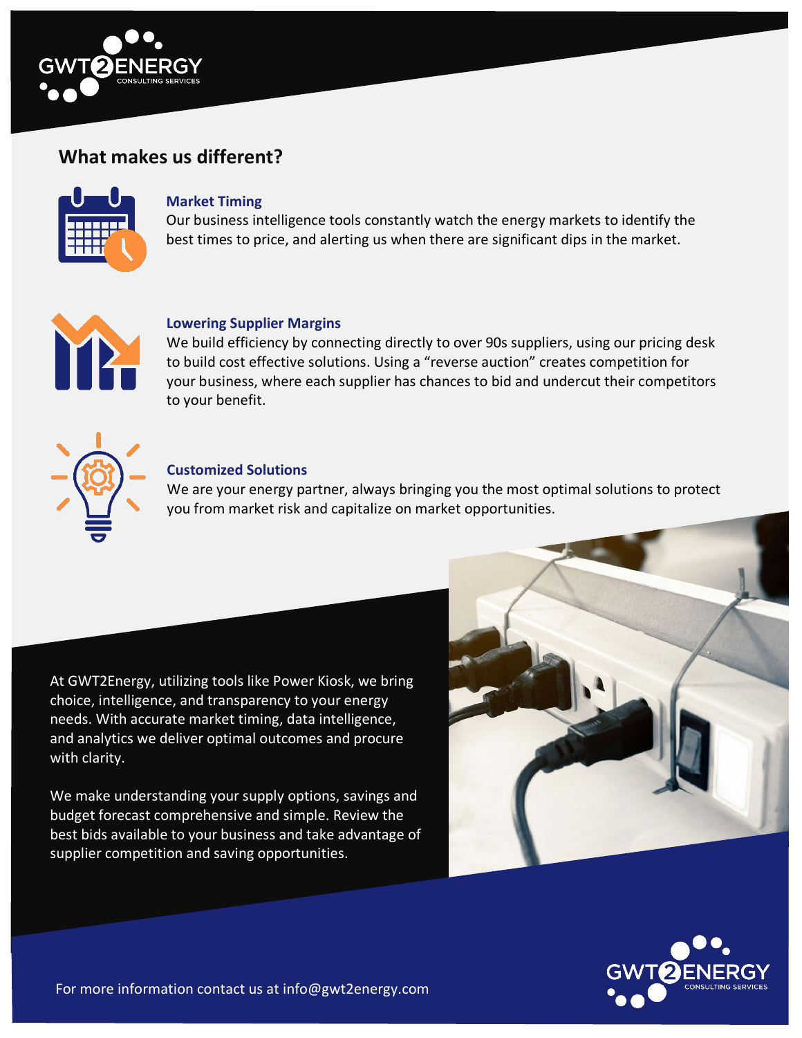## What makes us different?

### Market Timing

Our business intelligence tools constantly watch the energy markets to identify the best times to price, and alerting us when there are significant dips in the market.

### Lowering Supplier Margins

We build efficiency by connecting directly to over 90s suppliers, using our pricing desk to build cost effective solutions. Using a "reverse auction" creates competition for your business, where each supplier has chances to bid and undercut their competitors to your benefit.

### Customized Solutions

We are your energy partner, always bringing you the most optimal solutions to protect you from market risk and capitalize on market opportunities.

At GWT2Energy, utilizing tools like Power Kiosk, we bring choice, intelligence, and transparency to your energy needs. With accurate market timing, data intelligence, and analytics we deliver optimal outcomes and procure with clarity.

We make understanding your supply options, savings and budget forecast comprehensive and simple. Review the best bids available to your business and take advantage of supplier competition and saving opportunities.

For more information contact us at info@gwt2energy.com